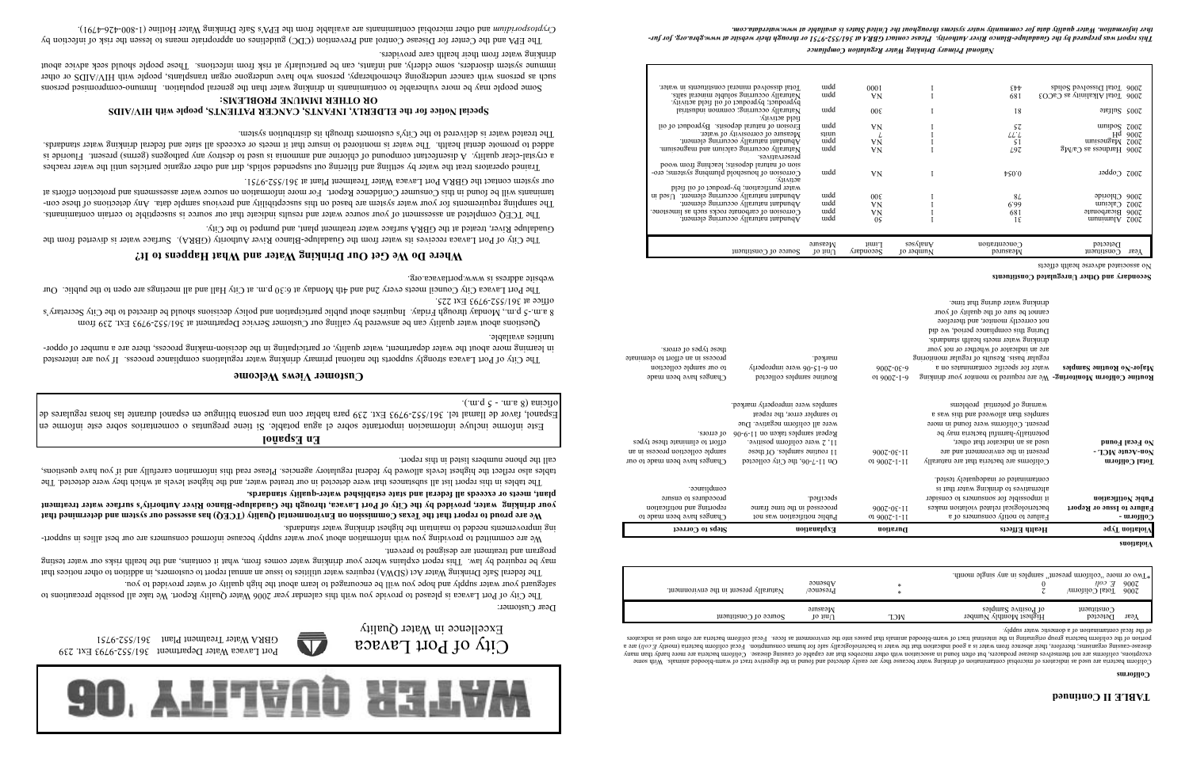# WATER QUALITY '06

## City of Port Lavaca

Excellence in Water Quality

Port Lavaca Water Department 361/552-9793 Ext. 239

GBRA Water Treatment Plant 361/552-9751

Dear Customer:

The City of Port Lavaca is pleased to provide you with this calendar year 2006 Water Quality Report. We take all possible precautions to safeguard your water supply and hope you will be encouraged to learn about the high quality of water provided to you.

The Federal Safe Drinking Water Act (SDWA) requires water utilities to issue an annual report to customers, in addition to other notices that may be required by law. This report explains where your drinking water comes from, what it contains, and the health risks our water testing program and treatment are designed to prevent.

We are committed to providing you with information about your water supply because informed consumers are our best allies in supporting improvements needed to maintain the highest drinking water standards.

**We are proud to report that the Texas Commission on Environmental Quality (TCEQ) has assessed our system and determined that your drinking water, provided by the City of Port Lavaca, through the Guadalupe-Blanco River Authority's surface water treatment plant, meets or exceeds all federal and state established water-quality standards.**

The tables in this report list all substances that were detected in our treated water, and the highest levels at which they were detected. The tables also reflect the highest levels allowed by federal regulatory agencies. Please read this information carefully and if you have questions, call the phone numbers listed in this report.

## En Español

Este informe incluye información importante sobre el agua potable. Si tiene preguntas o comentarios sobre éste informe en Espanol, favor de llamal tel. 361/552-9793 Ext. 239 para hablar con una persona bilingüe en espanol durante las horas regulares de oficina (8 a.m. - 5 p.m.).

## Customer Views Welcome

The City of Port Lavaca strongly supports the national primary drinking water regulations compliance process. If you are interested in learning more about the water department, water quality, or participating in the decision-making process, there are a number of opportunities available.

Questions about water quality can be answered by calling our Customer Service Department at 361/552-9793 Ext. 239 from 8 a.m.-5 p.m., Monday through Friday. Inquiries about public participation and policy decisions should be directed to the City Secretary's office at 361/552-9793 Ext 225.

The Port Lavaca City Council meets every 2nd and 4th Monday at 6:30 p.m. at City Hall and all meetings are open to the public. Our website address is www.portlavaca.org.

## Where Do We Get Our Drinking Water and What Happens to It?

The City of Port Lavaca receives its water from the Guadalupe-Blanco River Authority (GBRA). Surface water is diverted from the Guadalupe River, treated at the GBRA surface water treatment plant, and pumped to the City.

The TCEQ completed an assessment of your source water and results indicate that our source is susceptible to certain contaminants. The sampling requirements for your water system are based on this susceptibility and previous sample data. Any detections of these contaminants will be found in this Consumer Confidence Report. For more information on source water assessments and protection efforts at our system contact the GBRA Port Lavaca Water Treatment Plant at 361/552-9751.

Trained operators treat the water by settling and filtering out suspended solids, dirt and other organic particles until the water reaches a crystal-clear quality. A disinfectant compound of chlorine and ammonia is used to destroy any pathogens (germs) present. Fluoride is added to promote dental health. The water is monitored to insure that it meets or exceeds all state and federal drinking water standards. The treated water is delivered to the City's customers through its distribution system.

### Special Notice for the ELDERLY, INFANTS, CANCER PATIENTS, people with HIV/AIDS OR OTHER IMMUNE PROBLEMS:

Some people may be more vulnerable to contaminants in drinking water than the general population. Immuno-compromised persons such as persons with cancer undergoing chemotherapy, persons who have undergone organ transplants, people with HIV/AIDS or other immune system disorders, some elderly, and infants, can be particularly at risk from infections. These people should seek advice about drinking water from their health care providers.

The EPA and the Center for Disease Control and Prevention (CDC) guidelines on appropriate means to lessen the risk of infection by *Cryptosporidium* and other microbial contaminants are available from the EPA's Safe Drinking Water Hotline (1-800-426-4791).

## TABLE II Continued

### Coliforms

Coliform bacteria are used as indicators of microbial contamination of drinking water because they are easily detected and found in the digestive tract of warm-blooded animals. With some exceptions, coliforms are not themselves disease producers, but often found in association with other microbes that are capable of causing disease. Coliform bacteria are more hardy than many disease-causing organisms; therefore, their absence from water is a good indication that the water is bacteriologically safe for human consumption. Fecal coliform bacteria (mostly *E.coli*) are a portion of the coliform bacteria group originating in the intestinal tract of warm-blooded animals that passes into the environment as feces. Fecal coliform bacteria are often used as indicators of the fecal contamination of a domestic water supply.

| Year | Constituent Detected | Highest Monthly Number of Positive Samples | MCL | Unit of Measure | Source of Constituent |
|---|---|---|---|---|---|
| 2006 | Total Coliform | 2 | * | Presence/ Absence | Naturally present in the environment. |
| 2006 | *E. coli* | 0 | * | | |

*"Two or more "coliform present" samples in any single month.

### Violations

| Violation Type | Health Effects | Duration | Explanation | Steps to Correct |
|---|---|---|---|---|
| **Coliform - Failure to Issue or Report Public Notification** | Failure to notify consumers of a bacteriological related violation makes it impossible for consumers to consider alternatives to drinking water that is contaminated or inadequately tested. | 11-1-2006 to 11-30-2006 | Public notification was not processed in the time frame specified. | Changes have been made to reporting and notification procedures to ensure compliance. |
| **Total Coliform Non-Acute MCL - No Fecal Found** | Coliforms are bacteria that are naturally present in the environment and are used as an indicator that other, potentially-harmful bacteria may be present. Coliforms were found in more samples than allowed and this was a warning of potential problems. | 11-1-2006 to 11-30-2006 | On 11-7-06, the City collected 11 routine samples. Of these 11, 2 were coliform positive. Repeat samples taken on 11-9-06 were all coliform negative. Due to sampler error, the repeat samples were improperly marked. | Changes have been made to our sample collection process in an effort to eliminate these types of errors. |
| **Routine Coliform Monitoring- Major-No Routine Samples** | We are required to monitor your drinking water for specific contaminates on a regular basis. Results of regular monitoring are an indicator of whether or not your drinking water meets health standards. During this compliance period, we did not correctly monitor, and therefore cannot be sure of the quality of your drinking water during that time. | 6-1-2006 to 6-30-2006 | Routine samples collected on 6-15-06 were improperly marked. | Changes have been made to our sample collection process in an effort to eliminate these types of errors. |

### Secondary and Other Unregulated Constituents

No associated adverse health effects

| Year | Constituent Detected | Measured Concentration | Number of Analyses | Secondary Limit | Unit of Measure | Source of Constituent |
|---|---|---|---|---|---|---|
| 2002 | Aluminum | 31 | 1 | 50 | ppb | Abundant naturally occurring element. |
| 2006 | Bicarbonate | 189 | 1 | NA | ppm | Corrosion of carbonate rocks such as limestone. |
| 2002 | Calcium | 69.9 | 1 | NA | ppm | Abundant naturally occurring element. |
| 2006 | Chloride | 78 | 1 | 300 | ppm | Abundant naturally occurring element. Used in water purification; by-product of oil field activity. |
| 2002 | Copper | 0.054 | 1 | NA | ppm | Corrosion of household plumbing systems; erosion of natural deposits; leaching from wood preservatives. |
| 2006 | Hardness as $CaMg$ | 297 | 1 | NA | ppm | Naturally occurring calcium and magnesium. |
| 2002 | Magnesium | 15 | 1 | NA | ppm | Abundant naturally occurring element. |
| 2006 | pH | 7.77 | 1 | 7 | units | Measure of corrosivity of water. |
| 2002 | Sodium | 25 | 1 | NA | ppm | Erosion of natural deposits. Byproduct of oil field activity. |
| 2006 | Sulfate | 18 | 1 | 300 | ppm | Naturally occurring; common industrial byproduct; byproduct of oil field activity. |
| 2006 | Total Alkalinity as $CaCO_3$ | 189 | 1 | NA | ppm | Naturally occurring soluble mineral salts. |
| 2006 | Total Dissolved Solids | 443 | 1 | 1000 | ppm | Total dissolved mineral constituents in water. |

*National Primary Drinking Water Regulation Compliance*

*This report was prepared by the Guadalupe-Blanco River Authority. Please contact GBRA at 361/552-9751 or through their website at www.gbra.org. For further information. Water quality data for community water systems throughout the United States is available at www.waterdata.com.*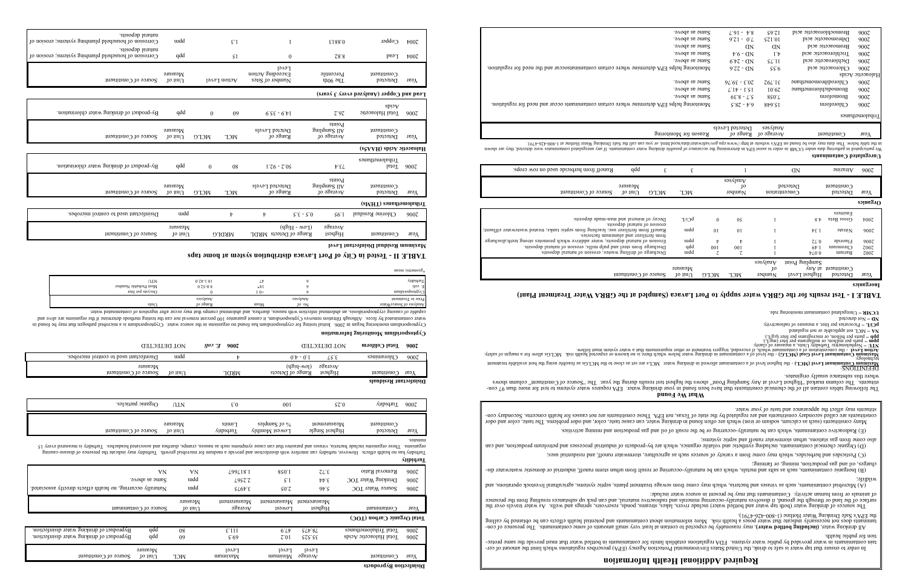# Required Additional Health Information

In order to ensure that tap water is safe to drink, the United States Environmental Protection Agency (EPA) prescribes regulations which limit the amount of certain contaminants in water provided by public water systems. FDA regulations establish limits for contaminants in bottled water that must provide the same protection for public health.

All drinking water, **(including bottled water)**, may reasonably be expected to contain at least very small amounts of some contaminants. The presence of contaminants does not necessarily indicate that water poses a health risk. More information about contaminants and potential health effects can be obtained by calling the EPA's Safe Drinking Water Hotline (1-800-426-4791).

The sources of drinking water (both tap water and bottled water) include rivers, lakes, streams, ponds, reservoirs, springs and wells. As water travels over the surface of the land or through the ground, it dissolves naturally-occurring minerals and radioactive material, and can pick up substances resulting from the presence of animals or from human activity. Contaminants that may be present in source water include:

(A) Microbial contaminants, such as viruses and bacteria, which may come from sewage treatment plants, septic systems, agricultural livestock operations, and wildlife;

(B) Inorganic contaminants, such as salts and metals, which can be naturally-occurring or result from urban storm runoff, industrial or domestic wastewater discharges, oil and gas production, mining, or farming;

(C) Pesticides and herbicides, which may come from a variety of sources such as agriculture, stormwater runoff, and residential uses;

(D) Organic chemical contaminants, including synthetic and volatile organics, which are by-products of industrial processes and petroleum production, and can also come from gas stations, urban stormwater runoff and septic systems;

(E) Radioactive contaminants, which can be naturally-occurring or be the result of oil and gas production and mining activities.

Many constituents (such as calcium, sodium or iron) which are often found in drinking water, can cause taste, color, and odor problems. The taste, color and odor constituents are called secondary constituents and are regulated by the state of Texas, not EPA. These constituents are not causes for health concerns. Secondary constituents may affect the appearance and taste of your water.

## What We Found

The following tables contain all of the chemical constituents that have been found in your drinking water. EPA requires water systems to test for more than 97 constituents. The column marked "Highest Level at Any Sampling Point" shows the highest test results during the year. The "Source of Constituent" column shows where this substance usually originates.

DEFINITIONS:

**Maximum Contaminant Level (MCL)** - the highest level of a contaminant allowed in drinking water. MCLs are set as close to the MCLGs as feasible using the best available treatment technology.

**Maximum Contaminant Level Goal (MCLG)** - the level of a contaminant in drinking water below which there is no known or expected health risk. MCLGs allow for a margin of safety.

**Action Level** - the concentration of a contaminant which, if exceeded, triggers treatment of other requirements that a water system must follow.

**NTU** - Nephelometric Turbidity Units, a measure of clarity.

**ppm** = parts per million, or milligrams per liter (mg/L)

**ppb** = parts per billion, or micrograms per liter (µg/L)

**NA** = Not applicable or not regulated.

**pCi/L** = Picocuries per liter, a measure of radioactivity

**ND** = Not detected.

**UCMR** = Unregulated contaminant monitoring rule.

## TABLE I - Test results for the GBRA Water supply to Port Lavaca (Sampled at the GBRA Water Treatment Plant)

**Inorganics**

| Year Detected | Constituent | Highest Level at Any Sampling Point | Number of Analyses | MCL | MCLG | Unit of Measure | Source of Constituent |
|---|---|---|---|---|---|---|---|
| 2002 | Barium | 0.074 | 1 | 2 | 2 | ppm | Discharge of drilling wastes; erosion of natural deposits. |
| 2002 | Chromium | 1.49 | 1 | 100 | 100 | ppb | Discharge from steel and pulp mills; erosion of natural deposits. |
| 2006 | Fluoride | 0.725 | 1 | 4 | 4 | ppm | Erosion of natural deposits; water additive which promotes strong teeth; discharge from fertilizer and aluminum factories. |
| 2006 | Nitrate | 1.34 | 1 | 10 | 10 | ppm | Runoff from fertilizer use; leaching from septic tanks; treated wastewater effluent; erosion of natural deposits. |
| 2004 | Gross Beta Emitters | 4.8 | 1 | 50 | 0 | pCi/L | Decay of mineral and man-made deposits. |

**Organics**

| Year Detected | Constituent | Detected Concentration | Number of Analyses | MCL | MCLG | Unit of Measure | Source of Constituent |
|---|---|---|---|---|---|---|---|
| 2006 | Atrazine | ND | 1 | 3 | 3 | ppb | Runoff from herbicide used on row crops. |

**Unregulated Contaminants**

We participated in gathering data under UCMR in order to assist EPA in determining the occurrence of possible drinking water contaminants. If any unregulated contaminants were detected, they are shown in the table below. This data may also be found on EPA's website at http://www.epa.gov/safewater/data/ncod.html, or you can call the Safe Drinking Water Hotline at 1-800-426-4791.

| Year | Constituent | Average of Analyses | Range of Detected Levels | Reason for Monitoring |
|---|---|---|---|---|
| Trihalomethanes | | | | |
| 2006 | Chloroform | 15.648 | 6.4 - 28.5 | Monitoring helps EPA determine where certain contaminants occur and need for regulation. |
| 2006 | Bromoform | 7.058 | 5.7 - 8.39 | Same as above. |
| 2006 | Bromodichloromethane | 29.01 | 15.1 - 41.7 | Same as above. |
| 2006 | Chlorodibromomethane | 31.792 | 20.3 - 39.76 | Same as above. |
| Haloacetic Acids | | | | |
| 2006 | Chloroacetic acid | 9.56 | ND - 22.6 | Monitoring helps EPA determine where certain contaminantsoccur and the need for regulation. |
| 2006 | Dichloroacetic acid | 11.75 | ND - 24.9 | Same as above. |
| 2006 | Trichloroacetic acid | 4.1 | ND - 9.4 | Same as above. |
| 2006 | Bromoacetic acid | ND | ND | Same as above. |
| 2006 | Dibromoacetic acid | 10.125 | 7.0 - 12.6 | Same as above. |
| 2006 | Bromochloroacetic acid | 12.65 | 8.4 - 16.7 | Same as above. |

**Disinfection Byproducts**

| Year | Constituent | Average Level | Minimum Level | Maximum Level | MCL | Unit of Measure | Source of Constituent |
|---|---|---|---|---|---|---|---|
| 2006 | Total Haloacetic Acids | 35.525 | 10.2 | 69.5 | 60 | ppb | Byproduct of drinking water disinfection. |
| 2006 | Total Trihalomethanes | 78.475 | 47.9 | 111.3 | 80 | ppb | Byproduct of drinking water disinfection. |

**Total Organic Carbon (TOC)**

| Year | Contaminant | Highest Measurement | Lowest Measurement | Average Measurement | Unit of Measure | Source of Contaminant |
|---|---|---|---|---|---|---|
| 2006 | Source Water TOC | 5.46 | 2.05 | 3.4975 | ppm | Naturally occurring, no health effects directly associated. |
| 2006 | Drinking Water TOC | 3.44 | 1.5 | 2.2567 | ppm | Same as above. |
| 2006 | Removal Ratio | 3.72 | 1.058 | 1.817667 | NA | NA |

**Turbidity**

Turbidity has no health effects. However, turbidity can interfere with disinfection and provide a medium for microbial growth. Turbidity may indicate the presence of disease-causing organisms. These organisms include bacteria, viruses and parasites that can cause symptoms such as nausea, cramps, diarrhea and associated headaches. Turbidity is measured every 15 minutes.

| Year Detected | Constituent | Highest Single Measurement | Lowest Monthly % of Samples | Turbidity Limits | Unit of Measure | Source of Constituent |
|---|---|---|---|---|---|---|
| 2006 | Turbidity | 0.25 | 100 | 0.3 | NTU | Organic particles. |

**Disinfectant Residuals**

| Year | Constituent | Highest Average | Range of Detects (low-high) | MRDL | Unit of Measure | Source of Constituent |
|---|---|---|---|---|---|---|
| 2006 | Chloramines | 3.57 | 1.0 - 4.0 | 4 | ppm | Disinfectant used to control microbes. |

**2006 Total Coliform** NOT DETECTED **2006 *E. coli*** NOT DETECTED

**Cryptosporidium Monitoring Information**

Cryptosporidium monitoring began in 2006. Initial testing for cryptosporidium has found no organisms in the source water. Cryptosporidium is a microbial pathogen that may be found in water contaminated by feces. Although filtration removes Cryptosporidium, it cannot guarantee 100 percent removal nor can the testing methods determine if the organisms are alive and capable of causing cryptosporidiosis, an abdominal infection with nausea, diarrhea, and abdominal cramps that may occur after ingestion of contaminated water.

| Analysis of Source Water Prior to Treatment | No. of Analyses | Mean | Range of Analyses | Units |
|---|---|---|---|---|
| Cryptosporidium | 6 | <0.1 | 0 | Oocysts per liter |
| E. coli | 6 | 18* | 8.0-52.0 | Most Probable Number |
| Turbidity | 6 | 47 | 18.3-82.0 | NTU |

* geometric mean

## TABLE II - Tested in City of Port Lavaca distribution system at home taps

**Maximum Residual Disinfectant Level**

| Year | Constituent | Highest Average | Range of Detects (Low - High) | MRDL | MRDLG | Unit of Measure | Source of Constituent |
|---|---|---|---|---|---|---|---|
| 2006 | Chlorine Residual | 1.95 | 0.5 - 3.5 | 4 | 4 | ppm | Disinfectant used to control microbes. |

**Trihalomethanes (THMs)**

| Year Detected | Constituent | Average of All Sampling Points | Range of Detected Levels | MCL | MCLG | Unit of Measure | Source of Constituent |
|---|---|---|---|---|---|---|---|
| 2006 | Total Trihalomethanes | 73.4 | 50.2 - 92.1 | 80 | 0 | ppb | By-product of drinking water chlorination. |

**Haloacetic Acids (HAA5)**

| Year Detected | Constituent | Average of All Sampling Points | Range of Detected Levels | MCL | MCLG | Unit of Measure | Source of Constituent |
|---|---|---|---|---|---|---|---|
| 2006 | Total Haloacetic Acids | 26.2 | 14.9 - 35.9 | 60 | 0 | ppb | By-product of drinking water chlorination. |

**Lead and Copper (Analyzed every 3 years)**

| Year | Constituent Detected | The 90th Percentile | Number of Sites Exceeding Action Level | Action Level | Unit of Measure | Source of Constituent |
|---|---|---|---|---|---|---|
| 2004 | Lead | 8.82 | 0 | 15 | ppb | Corrosion of household plumbing systems; erosion of natural deposits. |
| 2004 | Copper | 0.8881 | 1 | 1.3 | ppm | Corrosion of household plumbing systems; erosion of natural deposits. |